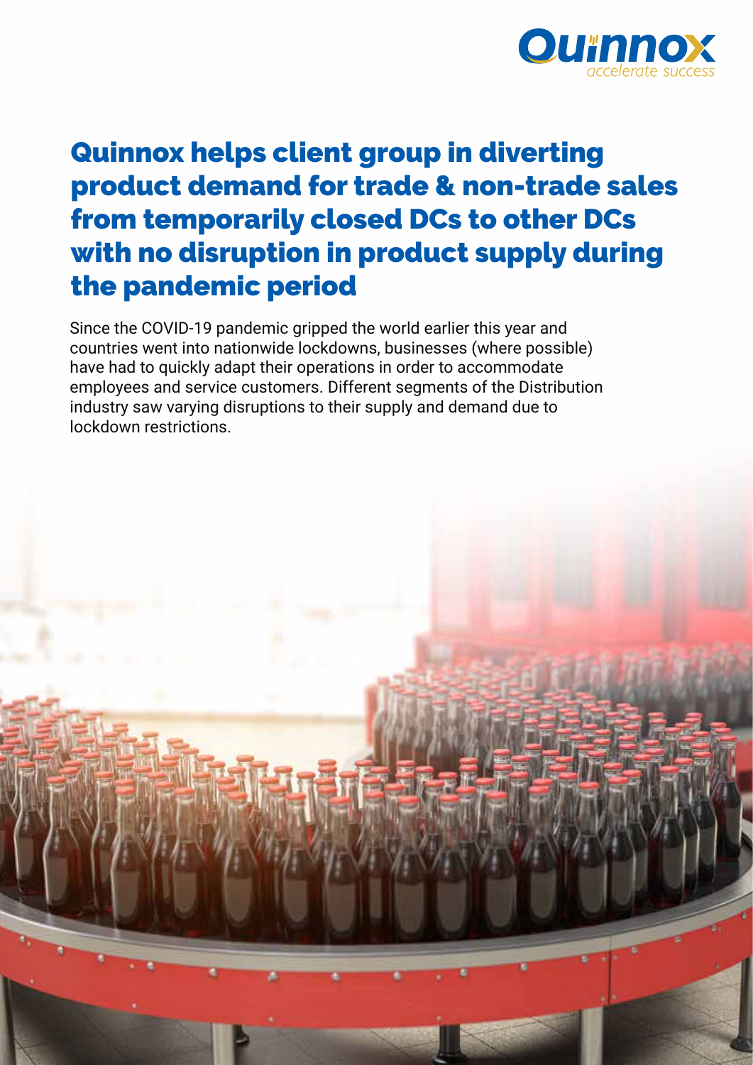# Quinnox helps client group in diverting product demand for trade & non-trade sales from temporarily closed DCs to other DCs with no disruption in product supply during the pandemic period

Since the COVID-19 pandemic gripped the world earlier this year and countries went into nationwide lockdowns, businesses (where possible) have had to quickly adapt their operations in order to accommodate employees and service customers. Different segments of the Distribution industry saw varying disruptions to their supply and demand due to lockdown restrictions.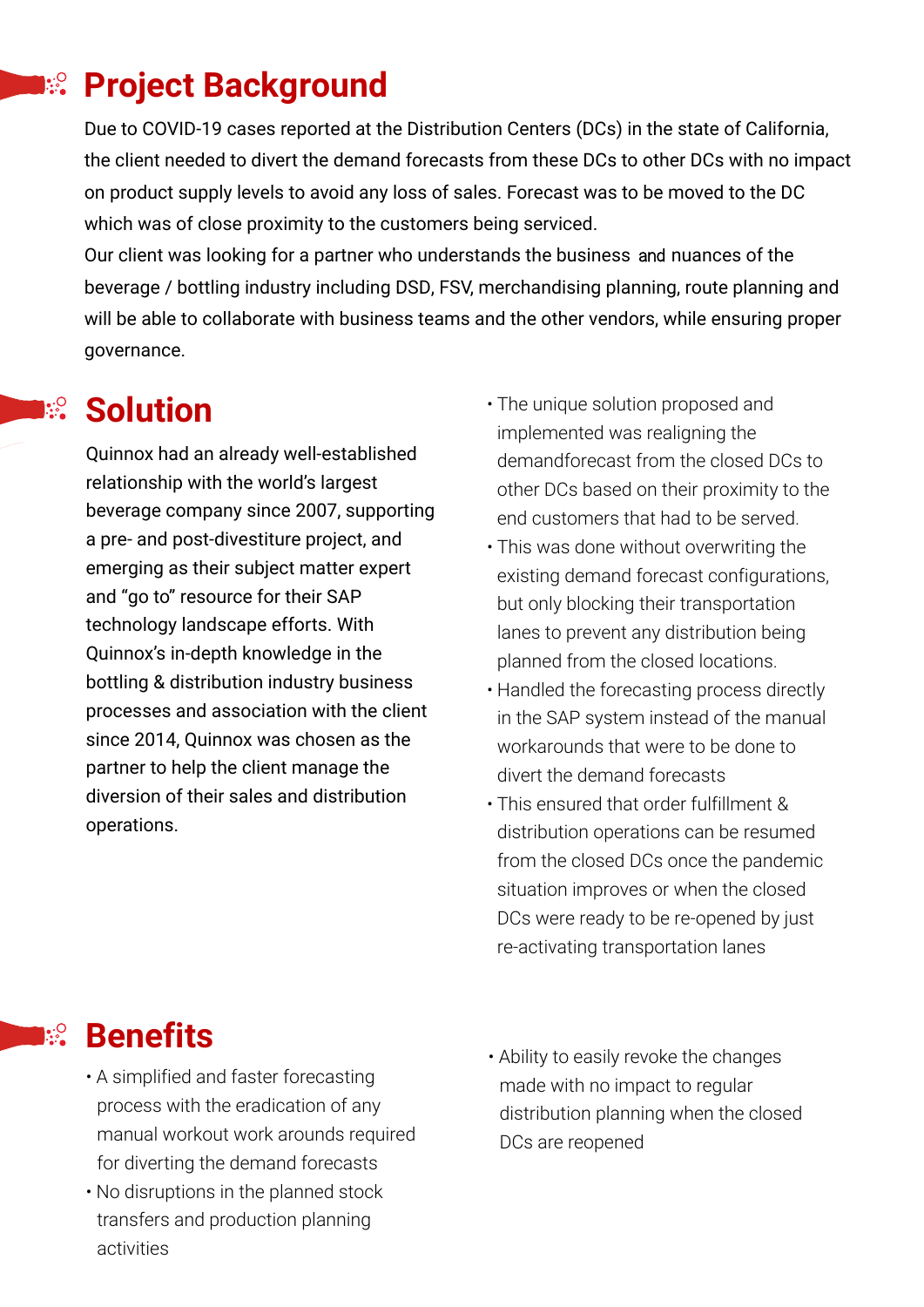## Project Background

Due to COVID-19 cases reported at the Distribution Centers (DCs) in the state of California, the client needed to divert the demand forecasts from these DCs to other DCs with no impact on product supply levels to avoid any loss of sales. Forecast was to be moved to the DC which was of close proximity to the customers being serviced.

Our client was looking for a partner who understands the business and nuances of the beverage / bottling industry including DSD, FSV, merchandising planning, route planning and will be able to collaborate with business teams and the other vendors, while ensuring proper governance.

## Solution

Quinnox had an already well-established relationship with the world's largest beverage company since 2007, supporting a pre- and post-divestiture project, and emerging as their subject matter expert and "go to" resource for their SAP technology landscape efforts. With Quinnox's in-depth knowledge in the bottling & distribution industry business processes and association with the client since 2014, Quinnox was chosen as the partner to help the client manage the diversion of their sales and distribution operations.

- The unique solution proposed and implemented was realigning the demandforecast from the closed DCs to other DCs based on their proximity to the end customers that had to be served.
- This was done without overwriting the existing demand forecast configurations, but only blocking their transportation lanes to prevent any distribution being planned from the closed locations.
- Handled the forecasting process directly in the SAP system instead of the manual workarounds that were to be done to divert the demand forecasts
- This ensured that order fulfillment & distribution operations can be resumed from the closed DCs once the pandemic situation improves or when the closed DCs were ready to be re-opened by just re-activating transportation lanes

## Benefits

- A simplified and faster forecasting process with the eradication of any manual workout work arounds required for diverting the demand forecasts
- No disruptions in the planned stock transfers and production planning activities
- Ability to easily revoke the changes made with no impact to regular distribution planning when the closed DCs are reopened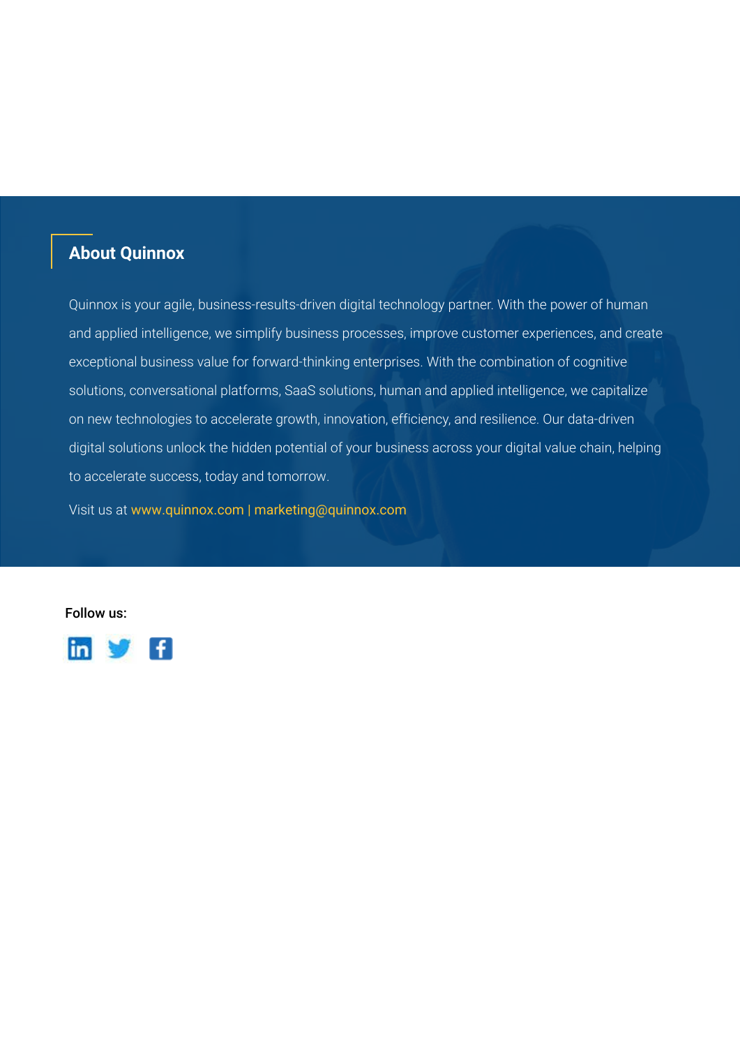## About Quinnox

Quinnox is your agile, business-results-driven digital technology partner. With the power of human and applied intelligence, we simplify business processes, improve customer experiences, and create exceptional business value for forward-thinking enterprises. With the combination of cognitive solutions, conversational platforms, SaaS solutions, human and applied intelligence, we capitalize on new technologies to accelerate growth, innovation, efficiency, and resilience. Our data-driven digital solutions unlock the hidden potential of your business across your digital value chain, helping to accelerate success, today and tomorrow.

Visit us at www.quinnox.com | marketing@quinnox.com

Follow us: